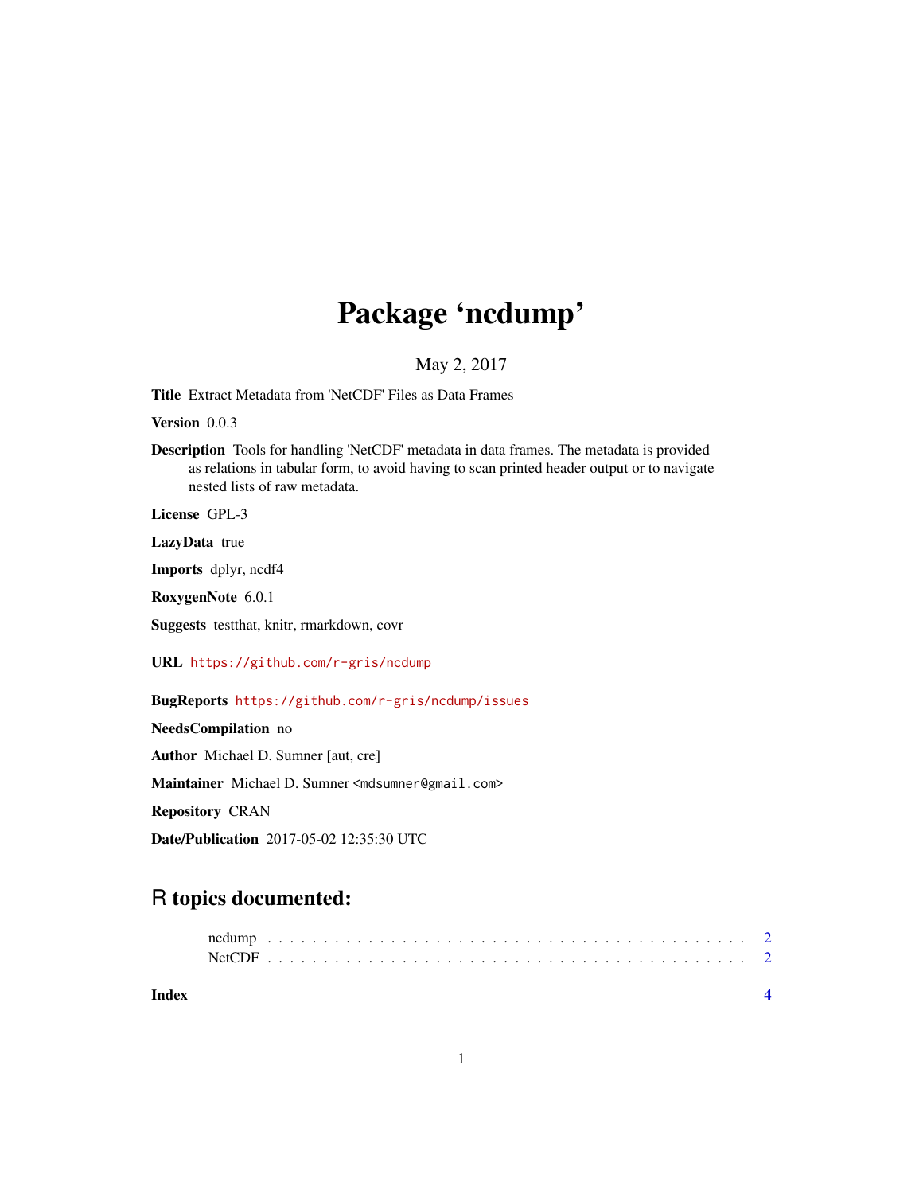# Package 'ncdump'

May 2, 2017

**Title** Extract Metadata from 'NetCDF' Files as Data Frames

**Version** 0.0.3

**Description** Tools for handling 'NetCDF' metadata in data frames. The metadata is provided as relations in tabular form, to avoid having to scan printed header output or to navigate nested lists of raw metadata.

**License** GPL-3

**LazyData** true

**Imports** dplyr, ncdf4

**RoxygenNote** 6.0.1

**Suggests** testthat, knitr, rmarkdown, covr

**URL** https://github.com/r-gris/ncdump

**BugReports** https://github.com/r-gris/ncdump/issues

**NeedsCompilation** no

**Author** Michael D. Sumner [aut, cre]

**Maintainer** Michael D. Sumner <mdsumner@gmail.com>

**Repository** CRAN

**Date/Publication** 2017-05-02 12:35:30 UTC

## R topics documented:

ncdump . . . . . . . . . . . . . . . . . . . . . . . . . . . . . . . . . . . . . . . . . 2
NetCDF . . . . . . . . . . . . . . . . . . . . . . . . . . . . . . . . . . . . . . . . . 2

**Index** **4**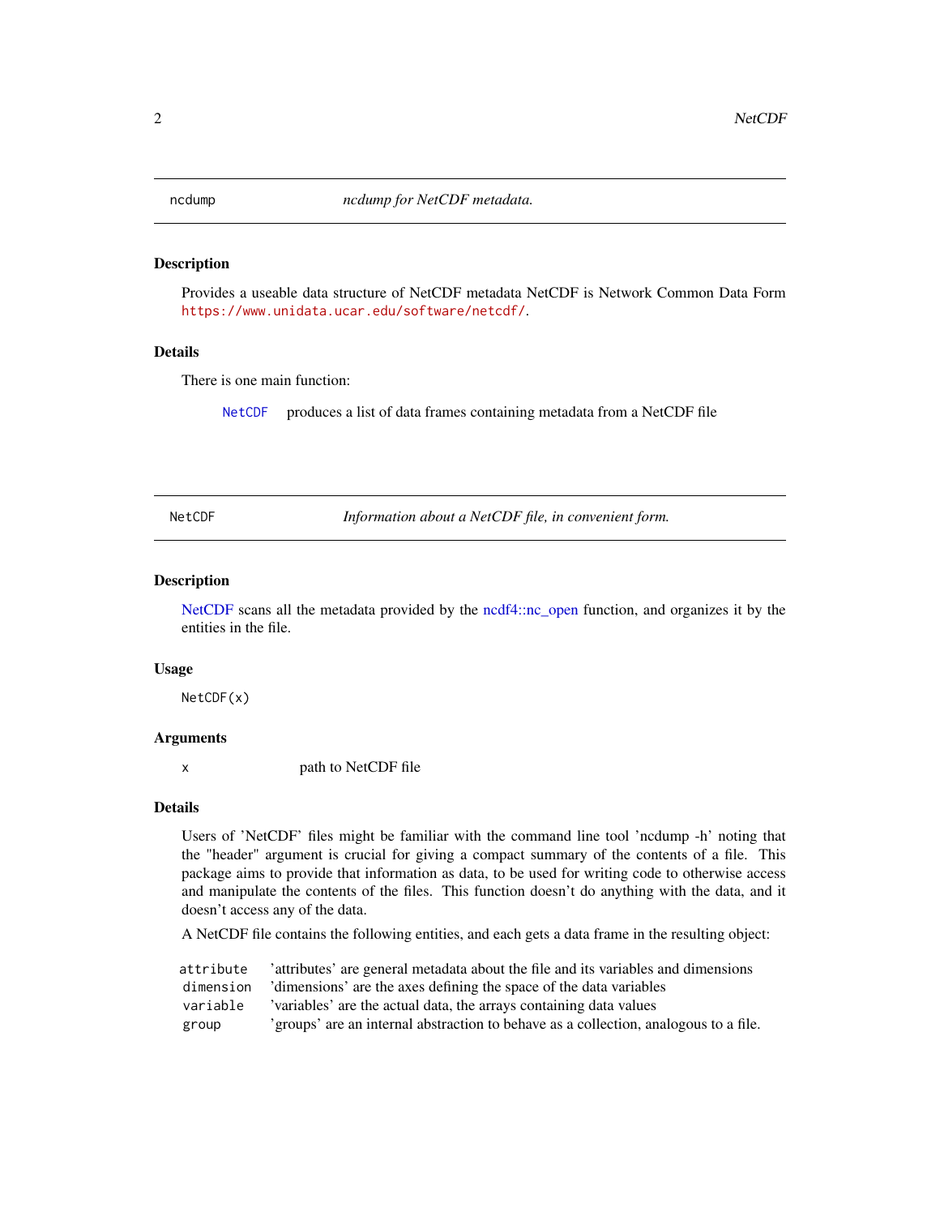## ncdump — *ncdump for NetCDF metadata.*

### Description

Provides a useable data structure of NetCDF metadata NetCDF is Network Common Data Form https://www.unidata.ucar.edu/software/netcdf/.

### Details

There is one main function:

| | |
|---|---|
| NetCDF | produces a list of data frames containing metadata from a NetCDF file |

## NetCDF — *Information about a NetCDF file, in convenient form.*

### Description

NetCDF scans all the metadata provided by the ncdf4::nc_open function, and organizes it by the entities in the file.

### Usage

```
NetCDF(x)
```

### Arguments

| | |
|---|---|
| x | path to NetCDF file |

### Details

Users of 'NetCDF' files might be familiar with the command line tool 'ncdump -h' noting that the "header" argument is crucial for giving a compact summary of the contents of a file. This package aims to provide that information as data, to be used for writing code to otherwise access and manipulate the contents of the files. This function doesn't do anything with the data, and it doesn't access any of the data.

A NetCDF file contains the following entities, and each gets a data frame in the resulting object:

| | |
|---|---|
| attribute | 'attributes' are general metadata about the file and its variables and dimensions |
| dimension | 'dimensions' are the axes defining the space of the data variables |
| variable | 'variables' are the actual data, the arrays containing data values |
| group | 'groups' are an internal abstraction to behave as a collection, analogous to a file. |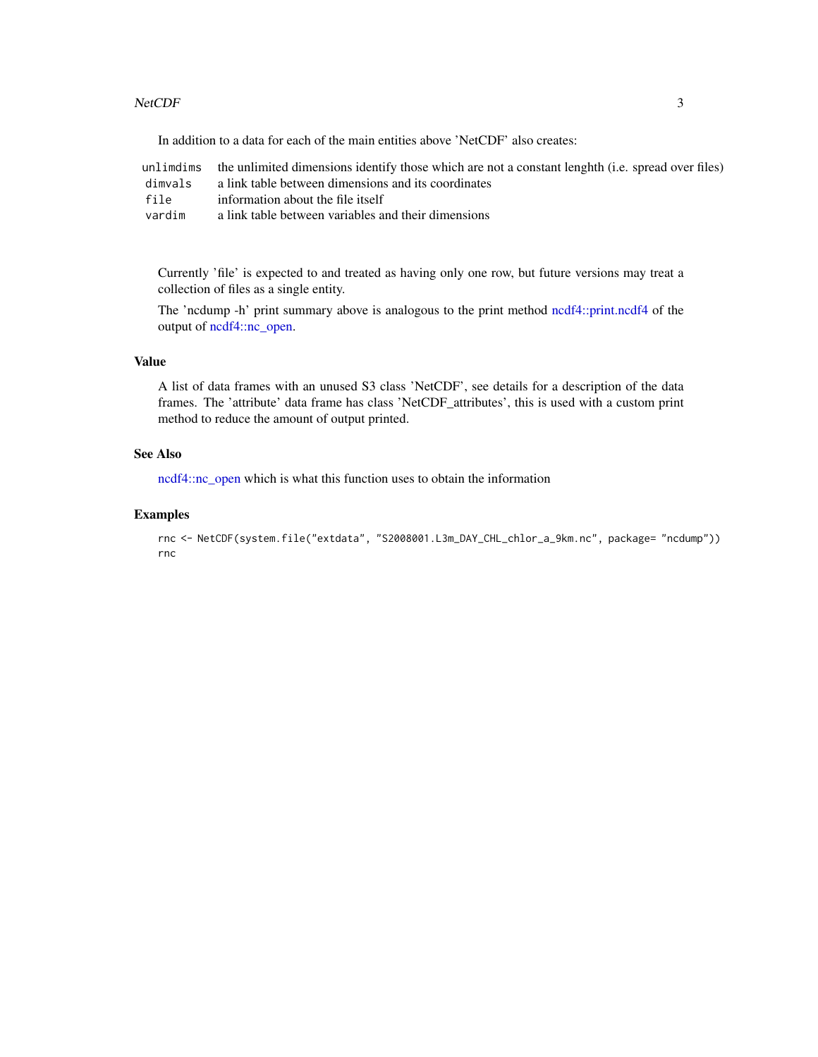In addition to a data for each of the main entities above 'NetCDF' also creates:

| | |
|---|---|
| `unlimdims` | the unlimited dimensions identify those which are not a constant lenghth (i.e. spread over files) |
| `dimvals` | a link table between dimensions and its coordinates |
| `file` | information about the file itself |
| `vardim` | a link table between variables and their dimensions |

Currently 'file' is expected to and treated as having only one row, but future versions may treat a collection of files as a single entity.

The 'ncdump -h' print summary above is analogous to the print method ncdf4::print.ncdf4 of the output of ncdf4::nc_open.

## Value

A list of data frames with an unused S3 class 'NetCDF', see details for a description of the data frames. The 'attribute' data frame has class 'NetCDF_attributes', this is used with a custom print method to reduce the amount of output printed.

## See Also

ncdf4::nc_open which is what this function uses to obtain the information

## Examples

```
rnc <- NetCDF(system.file("extdata", "S2008001.L3m_DAY_CHL_chlor_a_9km.nc", package= "ncdump"))
rnc
```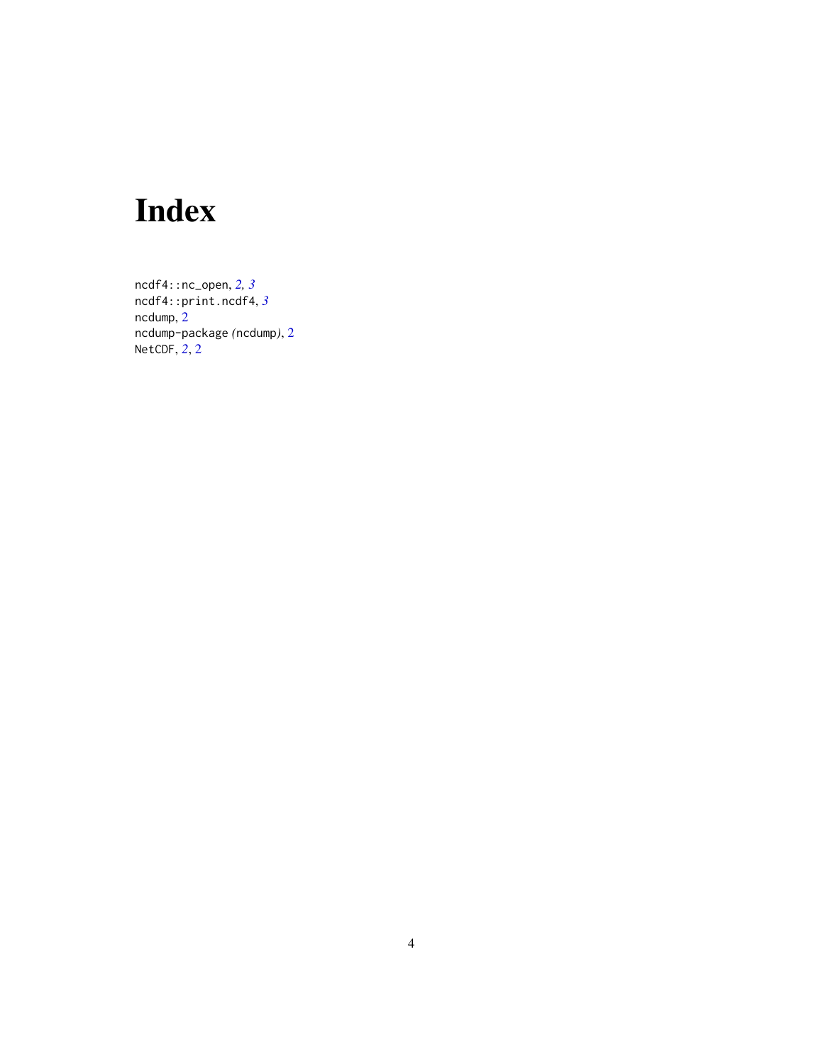# Index

ncdf4::nc_open, *2*, *3*  
ncdf4::print.ncdf4, *3*  
ncdump, 2  
ncdump-package *(*ncdump*)*, 2  
NetCDF, *2*, 2